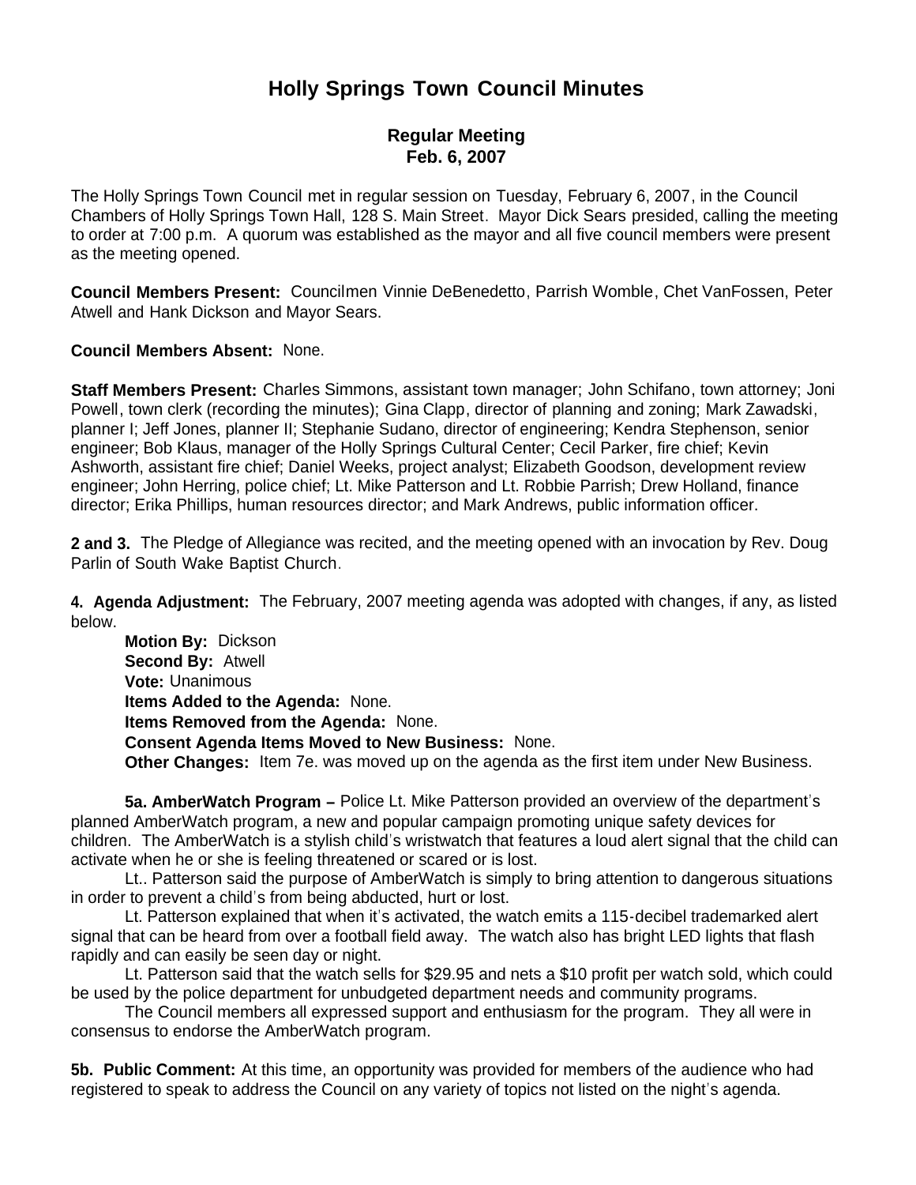# Holly Springs Town Council Minutes

## Regular Meeting
## Feb. 6, 2007

The Holly Springs Town Council met in regular session on Tuesday, February 6, 2007, in the Council Chambers of Holly Springs Town Hall, 128 S. Main Street. Mayor Dick Sears presided, calling the meeting to order at 7:00 p.m. A quorum was established as the mayor and all five council members were present as the meeting opened.

**Council Members Present:** Councilmen Vinnie DeBenedetto, Parrish Womble, Chet VanFossen, Peter Atwell and Hank Dickson and Mayor Sears.

**Council Members Absent:** None.

**Staff Members Present:** Charles Simmons, assistant town manager; John Schifano, town attorney; Joni Powell, town clerk (recording the minutes); Gina Clapp, director of planning and zoning; Mark Zawadski, planner I; Jeff Jones, planner II; Stephanie Sudano, director of engineering; Kendra Stephenson, senior engineer; Bob Klaus, manager of the Holly Springs Cultural Center; Cecil Parker, fire chief; Kevin Ashworth, assistant fire chief; Daniel Weeks, project analyst; Elizabeth Goodson, development review engineer; John Herring, police chief; Lt. Mike Patterson and Lt. Robbie Parrish; Drew Holland, finance director; Erika Phillips, human resources director; and Mark Andrews, public information officer.

**2 and 3.** The Pledge of Allegiance was recited, and the meeting opened with an invocation by Rev. Doug Parlin of South Wake Baptist Church.

**4. Agenda Adjustment:** The February, 2007 meeting agenda was adopted with changes, if any, as listed below.

**Motion By:** Dickson
**Second By:** Atwell
**Vote:** Unanimous
**Items Added to the Agenda:** None.
**Items Removed from the Agenda:** None.
**Consent Agenda Items Moved to New Business:** None.
**Other Changes:** Item 7e. was moved up on the agenda as the first item under New Business.

**5a. AmberWatch Program –** Police Lt. Mike Patterson provided an overview of the department's planned AmberWatch program, a new and popular campaign promoting unique safety devices for children. The AmberWatch is a stylish child's wristwatch that features a loud alert signal that the child can activate when he or she is feeling threatened or scared or is lost.

Lt.. Patterson said the purpose of AmberWatch is simply to bring attention to dangerous situations in order to prevent a child's from being abducted, hurt or lost.

Lt. Patterson explained that when it's activated, the watch emits a 115-decibel trademarked alert signal that can be heard from over a football field away. The watch also has bright LED lights that flash rapidly and can easily be seen day or night.

Lt. Patterson said that the watch sells for $29.95 and nets a $10 profit per watch sold, which could be used by the police department for unbudgeted department needs and community programs.

The Council members all expressed support and enthusiasm for the program. They all were in consensus to endorse the AmberWatch program.

**5b. Public Comment:** At this time, an opportunity was provided for members of the audience who had registered to speak to address the Council on any variety of topics not listed on the night's agenda.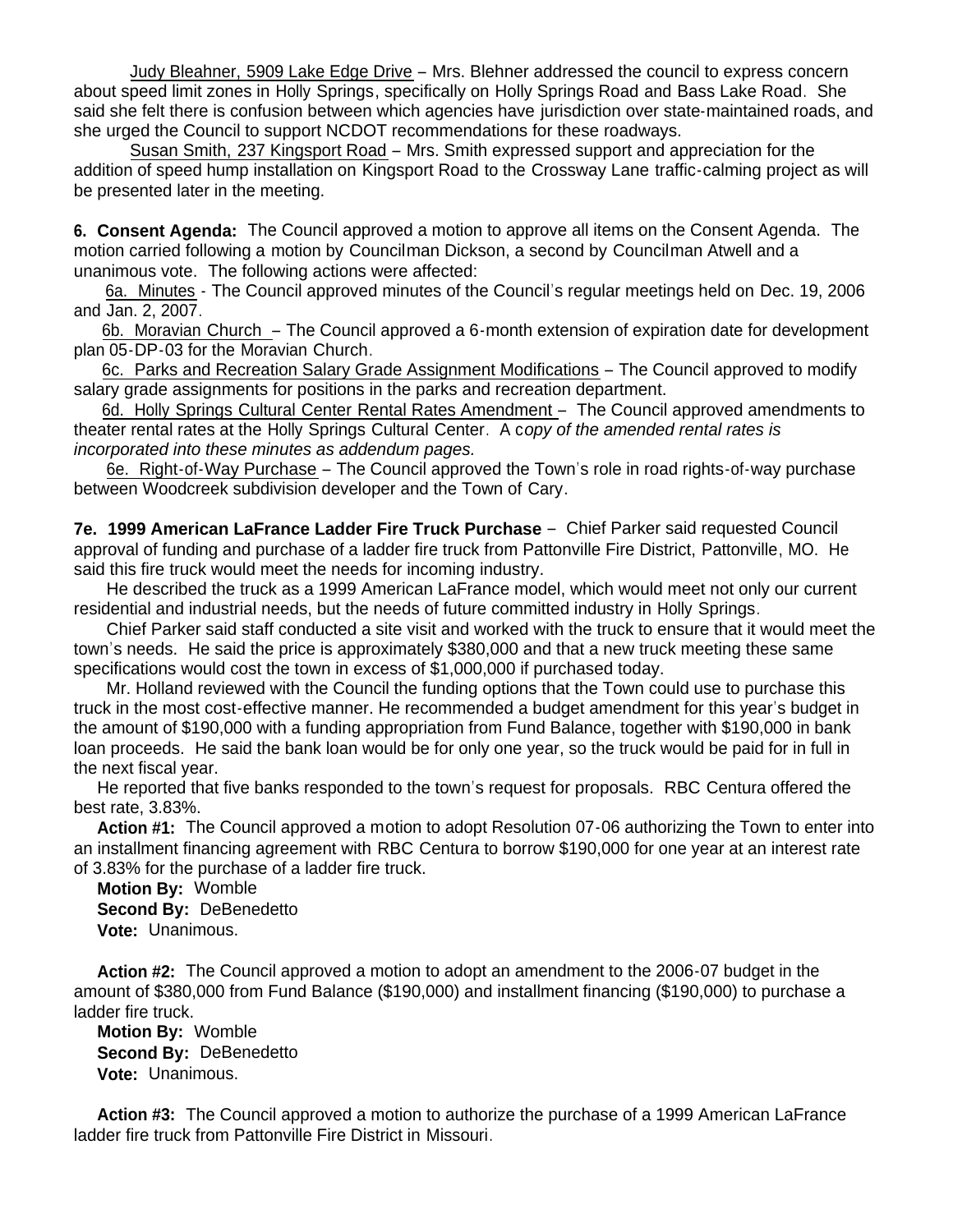Judy Bleahner, 5909 Lake Edge Drive – Mrs. Blehner addressed the council to express concern about speed limit zones in Holly Springs, specifically on Holly Springs Road and Bass Lake Road. She said she felt there is confusion between which agencies have jurisdiction over state-maintained roads, and she urged the Council to support NCDOT recommendations for these roadways.

Susan Smith, 237 Kingsport Road – Mrs. Smith expressed support and appreciation for the addition of speed hump installation on Kingsport Road to the Crossway Lane traffic-calming project as will be presented later in the meeting.

**6. Consent Agenda:** The Council approved a motion to approve all items on the Consent Agenda. The motion carried following a motion by Councilman Dickson, a second by Councilman Atwell and a unanimous vote. The following actions were affected:

6a. Minutes - The Council approved minutes of the Council's regular meetings held on Dec. 19, 2006 and Jan. 2, 2007.

6b. Moravian Church – The Council approved a 6-month extension of expiration date for development plan 05-DP-03 for the Moravian Church.

6c. Parks and Recreation Salary Grade Assignment Modifications – The Council approved to modify salary grade assignments for positions in the parks and recreation department.

6d. Holly Springs Cultural Center Rental Rates Amendment – The Council approved amendments to theater rental rates at the Holly Springs Cultural Center. A c*opy of the amended rental rates is incorporated into these minutes as addendum pages.*

6e. Right-of-Way Purchase – The Council approved the Town's role in road rights-of-way purchase between Woodcreek subdivision developer and the Town of Cary.

**7e. 1999 American LaFrance Ladder Fire Truck Purchase** – Chief Parker said requested Council approval of funding and purchase of a ladder fire truck from Pattonville Fire District, Pattonville, MO. He said this fire truck would meet the needs for incoming industry.

He described the truck as a 1999 American LaFrance model, which would meet not only our current residential and industrial needs, but the needs of future committed industry in Holly Springs.

Chief Parker said staff conducted a site visit and worked with the truck to ensure that it would meet the town's needs. He said the price is approximately $380,000 and that a new truck meeting these same specifications would cost the town in excess of $1,000,000 if purchased today.

Mr. Holland reviewed with the Council the funding options that the Town could use to purchase this truck in the most cost-effective manner. He recommended a budget amendment for this year's budget in the amount of $190,000 with a funding appropriation from Fund Balance, together with $190,000 in bank loan proceeds. He said the bank loan would be for only one year, so the truck would be paid for in full in the next fiscal year.

He reported that five banks responded to the town's request for proposals. RBC Centura offered the best rate, 3.83%.

**Action #1:** The Council approved a motion to adopt Resolution 07-06 authorizing the Town to enter into an installment financing agreement with RBC Centura to borrow $190,000 for one year at an interest rate of 3.83% for the purchase of a ladder fire truck.

**Motion By:** Womble
**Second By:** DeBenedetto
**Vote:** Unanimous.

**Action #2:** The Council approved a motion to adopt an amendment to the 2006-07 budget in the amount of $380,000 from Fund Balance ($190,000) and installment financing ($190,000) to purchase a ladder fire truck.

**Motion By:** Womble
**Second By:** DeBenedetto
**Vote:** Unanimous.

**Action #3:** The Council approved a motion to authorize the purchase of a 1999 American LaFrance ladder fire truck from Pattonville Fire District in Missouri.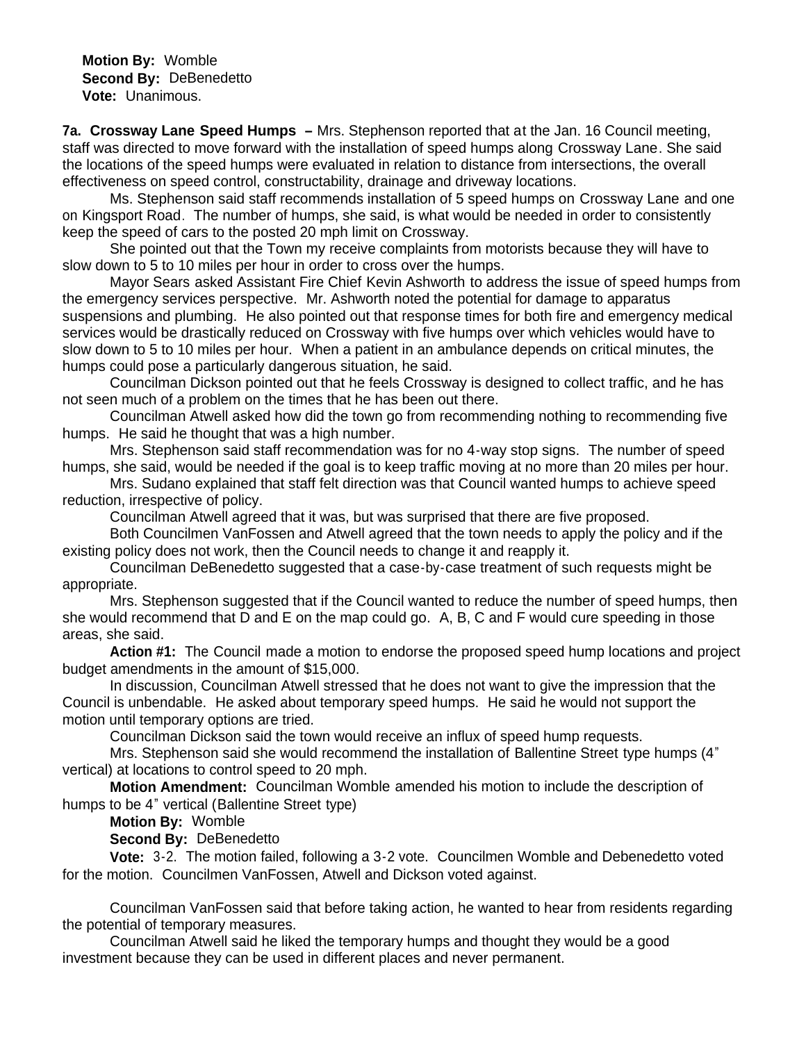**Motion By:** Womble
**Second By:** DeBenedetto
**Vote:** Unanimous.

**7a. Crossway Lane Speed Humps –** Mrs. Stephenson reported that at the Jan. 16 Council meeting, staff was directed to move forward with the installation of speed humps along Crossway Lane. She said the locations of the speed humps were evaluated in relation to distance from intersections, the overall effectiveness on speed control, constructability, drainage and driveway locations.

Ms. Stephenson said staff recommends installation of 5 speed humps on Crossway Lane and one on Kingsport Road. The number of humps, she said, is what would be needed in order to consistently keep the speed of cars to the posted 20 mph limit on Crossway.

She pointed out that the Town my receive complaints from motorists because they will have to slow down to 5 to 10 miles per hour in order to cross over the humps.

Mayor Sears asked Assistant Fire Chief Kevin Ashworth to address the issue of speed humps from the emergency services perspective. Mr. Ashworth noted the potential for damage to apparatus suspensions and plumbing. He also pointed out that response times for both fire and emergency medical services would be drastically reduced on Crossway with five humps over which vehicles would have to slow down to 5 to 10 miles per hour. When a patient in an ambulance depends on critical minutes, the humps could pose a particularly dangerous situation, he said.

Councilman Dickson pointed out that he feels Crossway is designed to collect traffic, and he has not seen much of a problem on the times that he has been out there.

Councilman Atwell asked how did the town go from recommending nothing to recommending five humps. He said he thought that was a high number.

Mrs. Stephenson said staff recommendation was for no 4-way stop signs. The number of speed humps, she said, would be needed if the goal is to keep traffic moving at no more than 20 miles per hour.

Mrs. Sudano explained that staff felt direction was that Council wanted humps to achieve speed reduction, irrespective of policy.

Councilman Atwell agreed that it was, but was surprised that there are five proposed.

Both Councilmen VanFossen and Atwell agreed that the town needs to apply the policy and if the existing policy does not work, then the Council needs to change it and reapply it.

Councilman DeBenedetto suggested that a case-by-case treatment of such requests might be appropriate.

Mrs. Stephenson suggested that if the Council wanted to reduce the number of speed humps, then she would recommend that D and E on the map could go. A, B, C and F would cure speeding in those areas, she said.

**Action #1:** The Council made a motion to endorse the proposed speed hump locations and project budget amendments in the amount of $15,000.

In discussion, Councilman Atwell stressed that he does not want to give the impression that the Council is unbendable. He asked about temporary speed humps. He said he would not support the motion until temporary options are tried.

Councilman Dickson said the town would receive an influx of speed hump requests.

Mrs. Stephenson said she would recommend the installation of Ballentine Street type humps (4" vertical) at locations to control speed to 20 mph.

**Motion Amendment:** Councilman Womble amended his motion to include the description of humps to be 4" vertical (Ballentine Street type)

**Motion By:** Womble

**Second By:** DeBenedetto

**Vote:** 3-2. The motion failed, following a 3-2 vote. Councilmen Womble and Debenedetto voted for the motion. Councilmen VanFossen, Atwell and Dickson voted against.

Councilman VanFossen said that before taking action, he wanted to hear from residents regarding the potential of temporary measures.

Councilman Atwell said he liked the temporary humps and thought they would be a good investment because they can be used in different places and never permanent.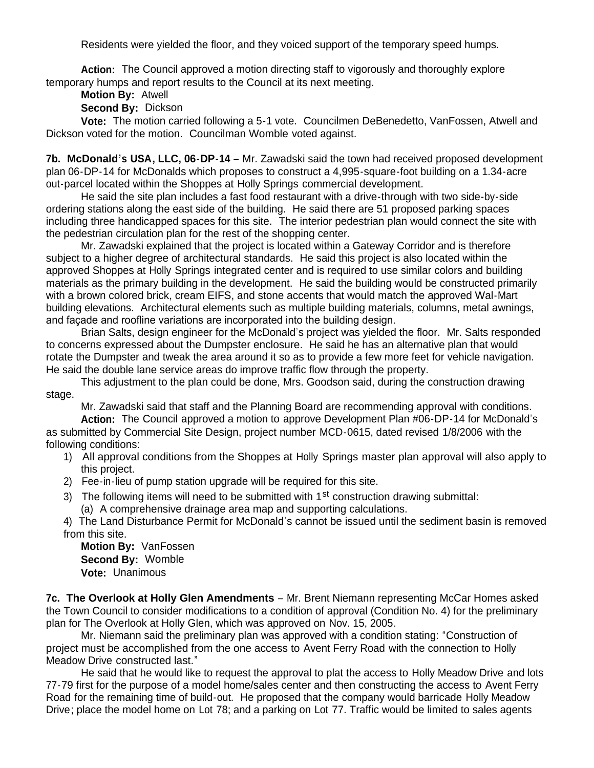Residents were yielded the floor, and they voiced support of the temporary speed humps.

**Action:** The Council approved a motion directing staff to vigorously and thoroughly explore temporary humps and report results to the Council at its next meeting.

**Motion By:** Atwell

**Second By:** Dickson

**Vote:** The motion carried following a 5-1 vote. Councilmen DeBenedetto, VanFossen, Atwell and Dickson voted for the motion. Councilman Womble voted against.

**7b. McDonald's USA, LLC, 06-DP-14** – Mr. Zawadski said the town had received proposed development plan 06-DP-14 for McDonalds which proposes to construct a 4,995-square-foot building on a 1.34-acre out-parcel located within the Shoppes at Holly Springs commercial development.

He said the site plan includes a fast food restaurant with a drive-through with two side-by-side ordering stations along the east side of the building. He said there are 51 proposed parking spaces including three handicapped spaces for this site. The interior pedestrian plan would connect the site with the pedestrian circulation plan for the rest of the shopping center.

Mr. Zawadski explained that the project is located within a Gateway Corridor and is therefore subject to a higher degree of architectural standards. He said this project is also located within the approved Shoppes at Holly Springs integrated center and is required to use similar colors and building materials as the primary building in the development. He said the building would be constructed primarily with a brown colored brick, cream EIFS, and stone accents that would match the approved Wal-Mart building elevations. Architectural elements such as multiple building materials, columns, metal awnings, and façade and roofline variations are incorporated into the building design.

Brian Salts, design engineer for the McDonald's project was yielded the floor. Mr. Salts responded to concerns expressed about the Dumpster enclosure. He said he has an alternative plan that would rotate the Dumpster and tweak the area around it so as to provide a few more feet for vehicle navigation. He said the double lane service areas do improve traffic flow through the property.

This adjustment to the plan could be done, Mrs. Goodson said, during the construction drawing stage.

Mr. Zawadski said that staff and the Planning Board are recommending approval with conditions.

**Action:** The Council approved a motion to approve Development Plan #06-DP-14 for McDonald's as submitted by Commercial Site Design, project number MCD-0615, dated revised 1/8/2006 with the following conditions:

1) All approval conditions from the Shoppes at Holly Springs master plan approval will also apply to this project.
2) Fee-in-lieu of pump station upgrade will be required for this site.
3) The following items will need to be submitted with 1st construction drawing submittal:
   (a) A comprehensive drainage area map and supporting calculations.
4) The Land Disturbance Permit for McDonald's cannot be issued until the sediment basin is removed from this site.

**Motion By:** VanFossen

**Second By:** Womble

**Vote:** Unanimous

**7c. The Overlook at Holly Glen Amendments** – Mr. Brent Niemann representing McCar Homes asked the Town Council to consider modifications to a condition of approval (Condition No. 4) for the preliminary plan for The Overlook at Holly Glen, which was approved on Nov. 15, 2005.

Mr. Niemann said the preliminary plan was approved with a condition stating: "Construction of project must be accomplished from the one access to Avent Ferry Road with the connection to Holly Meadow Drive constructed last."

He said that he would like to request the approval to plat the access to Holly Meadow Drive and lots 77-79 first for the purpose of a model home/sales center and then constructing the access to Avent Ferry Road for the remaining time of build-out. He proposed that the company would barricade Holly Meadow Drive; place the model home on Lot 78; and a parking on Lot 77. Traffic would be limited to sales agents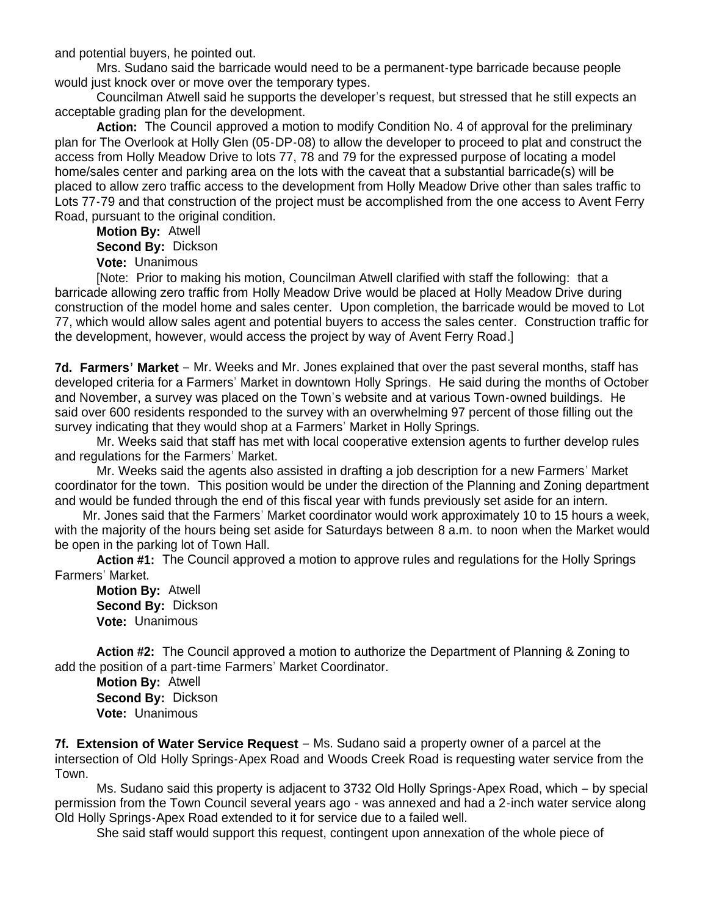and potential buyers, he pointed out.

Mrs. Sudano said the barricade would need to be a permanent-type barricade because people would just knock over or move over the temporary types.

Councilman Atwell said he supports the developer's request, but stressed that he still expects an acceptable grading plan for the development.

**Action:** The Council approved a motion to modify Condition No. 4 of approval for the preliminary plan for The Overlook at Holly Glen (05-DP-08) to allow the developer to proceed to plat and construct the access from Holly Meadow Drive to lots 77, 78 and 79 for the expressed purpose of locating a model home/sales center and parking area on the lots with the caveat that a substantial barricade(s) will be placed to allow zero traffic access to the development from Holly Meadow Drive other than sales traffic to Lots 77-79 and that construction of the project must be accomplished from the one access to Avent Ferry Road, pursuant to the original condition.

**Motion By:** Atwell
**Second By:** Dickson
**Vote:** Unanimous

[Note: Prior to making his motion, Councilman Atwell clarified with staff the following: that a barricade allowing zero traffic from Holly Meadow Drive would be placed at Holly Meadow Drive during construction of the model home and sales center. Upon completion, the barricade would be moved to Lot 77, which would allow sales agent and potential buyers to access the sales center. Construction traffic for the development, however, would access the project by way of Avent Ferry Road.]

**7d. Farmers' Market** – Mr. Weeks and Mr. Jones explained that over the past several months, staff has developed criteria for a Farmers' Market in downtown Holly Springs. He said during the months of October and November, a survey was placed on the Town's website and at various Town-owned buildings. He said over 600 residents responded to the survey with an overwhelming 97 percent of those filling out the survey indicating that they would shop at a Farmers' Market in Holly Springs.

Mr. Weeks said that staff has met with local cooperative extension agents to further develop rules and regulations for the Farmers' Market.

Mr. Weeks said the agents also assisted in drafting a job description for a new Farmers' Market coordinator for the town. This position would be under the direction of the Planning and Zoning department and would be funded through the end of this fiscal year with funds previously set aside for an intern.

Mr. Jones said that the Farmers' Market coordinator would work approximately 10 to 15 hours a week, with the majority of the hours being set aside for Saturdays between 8 a.m. to noon when the Market would be open in the parking lot of Town Hall.

**Action #1:** The Council approved a motion to approve rules and regulations for the Holly Springs Farmers' Market.

**Motion By:** Atwell
**Second By:** Dickson
**Vote:** Unanimous

**Action #2:** The Council approved a motion to authorize the Department of Planning & Zoning to add the position of a part-time Farmers' Market Coordinator.

**Motion By:** Atwell
**Second By:** Dickson
**Vote:** Unanimous

**7f. Extension of Water Service Request** – Ms. Sudano said a property owner of a parcel at the intersection of Old Holly Springs-Apex Road and Woods Creek Road is requesting water service from the Town.

Ms. Sudano said this property is adjacent to 3732 Old Holly Springs-Apex Road, which – by special permission from the Town Council several years ago - was annexed and had a 2-inch water service along Old Holly Springs-Apex Road extended to it for service due to a failed well.

She said staff would support this request, contingent upon annexation of the whole piece of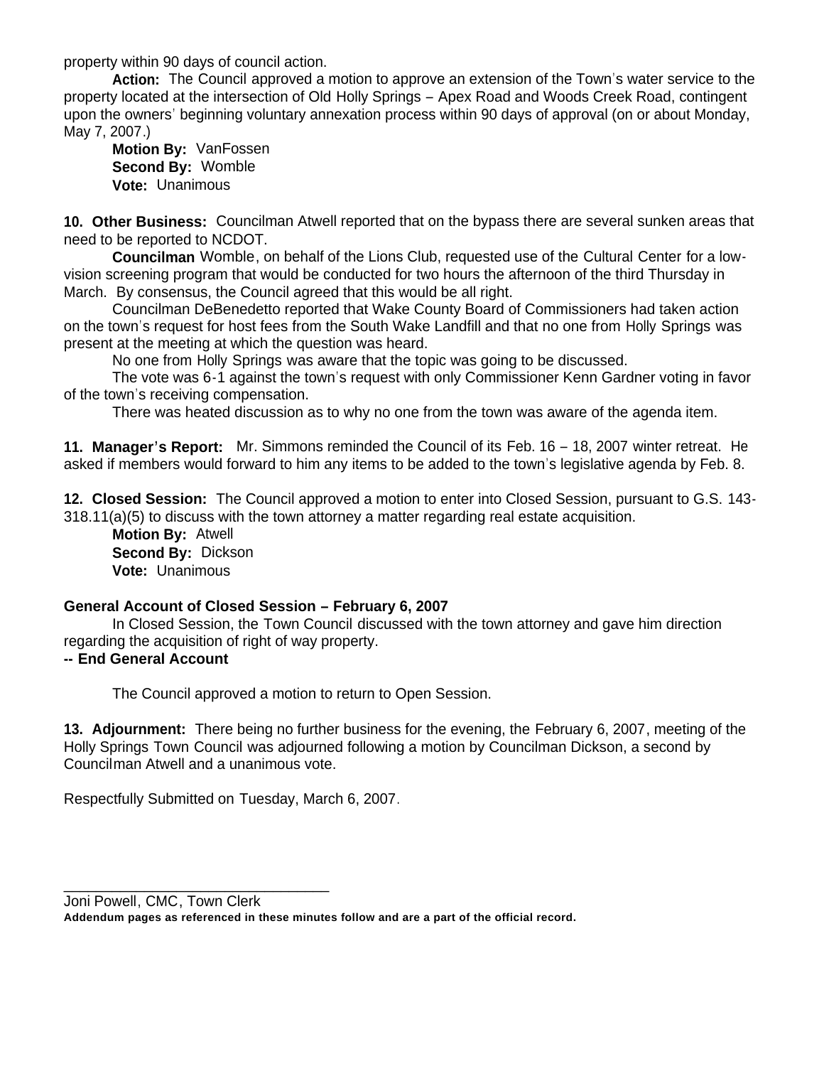property within 90 days of council action.

**Action:** The Council approved a motion to approve an extension of the Town's water service to the property located at the intersection of Old Holly Springs – Apex Road and Woods Creek Road, contingent upon the owners' beginning voluntary annexation process within 90 days of approval (on or about Monday, May 7, 2007.)

**Motion By:** VanFossen
**Second By:** Womble
**Vote:** Unanimous

**10. Other Business:** Councilman Atwell reported that on the bypass there are several sunken areas that need to be reported to NCDOT.

**Councilman** Womble, on behalf of the Lions Club, requested use of the Cultural Center for a low-vision screening program that would be conducted for two hours the afternoon of the third Thursday in March. By consensus, the Council agreed that this would be all right.

Councilman DeBenedetto reported that Wake County Board of Commissioners had taken action on the town's request for host fees from the South Wake Landfill and that no one from Holly Springs was present at the meeting at which the question was heard.

No one from Holly Springs was aware that the topic was going to be discussed.

The vote was 6-1 against the town's request with only Commissioner Kenn Gardner voting in favor of the town's receiving compensation.

There was heated discussion as to why no one from the town was aware of the agenda item.

**11. Manager's Report:** Mr. Simmons reminded the Council of its Feb. 16 – 18, 2007 winter retreat. He asked if members would forward to him any items to be added to the town's legislative agenda by Feb. 8.

**12. Closed Session:** The Council approved a motion to enter into Closed Session, pursuant to G.S. 143-318.11(a)(5) to discuss with the town attorney a matter regarding real estate acquisition.

**Motion By:** Atwell
**Second By:** Dickson
**Vote:** Unanimous

**General Account of Closed Session – February 6, 2007**

In Closed Session, the Town Council discussed with the town attorney and gave him direction regarding the acquisition of right of way property.

**-- End General Account**

The Council approved a motion to return to Open Session.

**13. Adjournment:** There being no further business for the evening, the February 6, 2007, meeting of the Holly Springs Town Council was adjourned following a motion by Councilman Dickson, a second by Councilman Atwell and a unanimous vote.

Respectfully Submitted on Tuesday, March 6, 2007.

_______________________________
Joni Powell, CMC, Town Clerk

**Addendum pages as referenced in these minutes follow and are a part of the official record.**